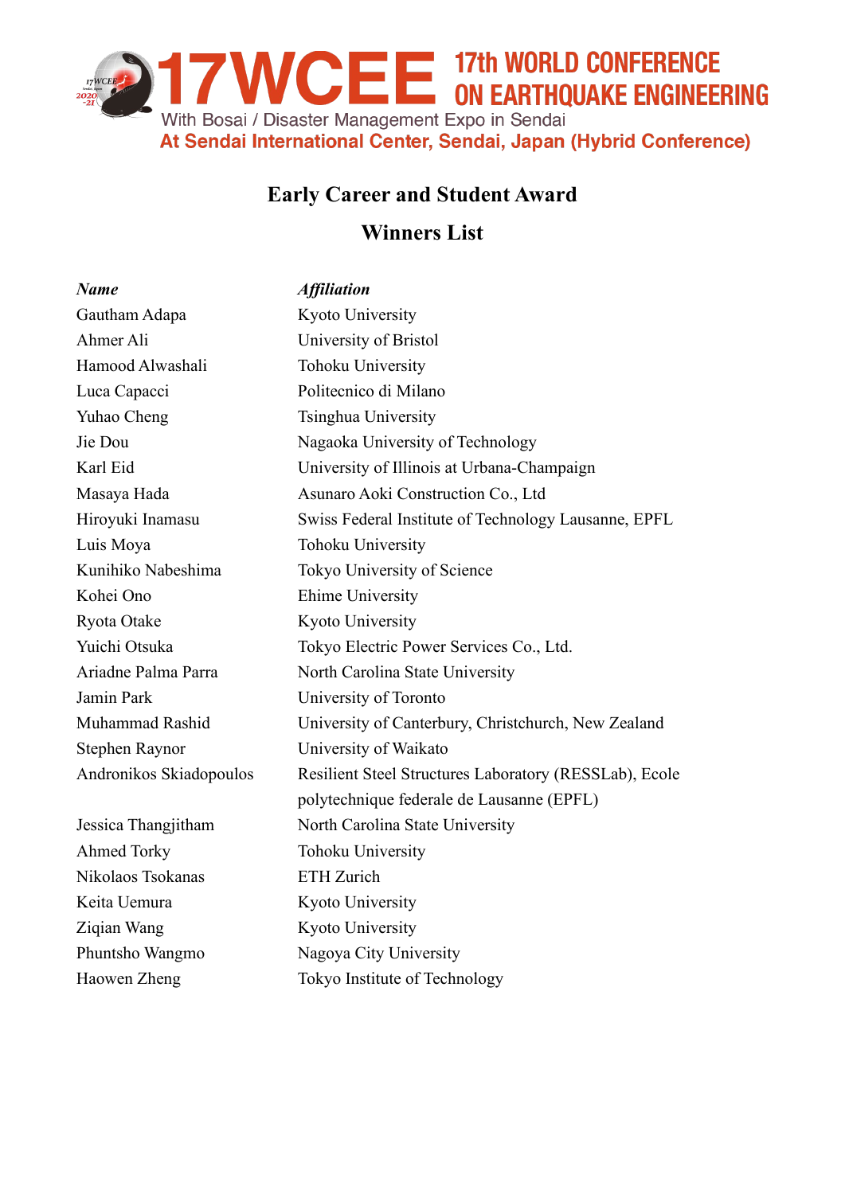17WCEE 17th WORLD CONFERENCE ON EARTHQUAKE ENGINEERING

With Bosai / Disaster Management Expo in Sendai

At Sendai International Center, Sendai, Japan (Hybrid Conference)

## Early Career and Student Award

## Winners List

| *Name* | *Affiliation* |
|---|---|
| Gautham Adapa | Kyoto University |
| Ahmer Ali | University of Bristol |
| Hamood Alwashali | Tohoku University |
| Luca Capacci | Politecnico di Milano |
| Yuhao Cheng | Tsinghua University |
| Jie Dou | Nagaoka University of Technology |
| Karl Eid | University of Illinois at Urbana-Champaign |
| Masaya Hada | Asunaro Aoki Construction Co., Ltd |
| Hiroyuki Inamasu | Swiss Federal Institute of Technology Lausanne, EPFL |
| Luis Moya | Tohoku University |
| Kunihiko Nabeshima | Tokyo University of Science |
| Kohei Ono | Ehime University |
| Ryota Otake | Kyoto University |
| Yuichi Otsuka | Tokyo Electric Power Services Co., Ltd. |
| Ariadne Palma Parra | North Carolina State University |
| Jamin Park | University of Toronto |
| Muhammad Rashid | University of Canterbury, Christchurch, New Zealand |
| Stephen Raynor | University of Waikato |
| Andronikos Skiadopoulos | Resilient Steel Structures Laboratory (RESSLab), Ecole polytechnique federale de Lausanne (EPFL) |
| Jessica Thangjitham | North Carolina State University |
| Ahmed Torky | Tohoku University |
| Nikolaos Tsokanas | ETH Zurich |
| Keita Uemura | Kyoto University |
| Ziqian Wang | Kyoto University |
| Phuntsho Wangmo | Nagoya City University |
| Haowen Zheng | Tokyo Institute of Technology |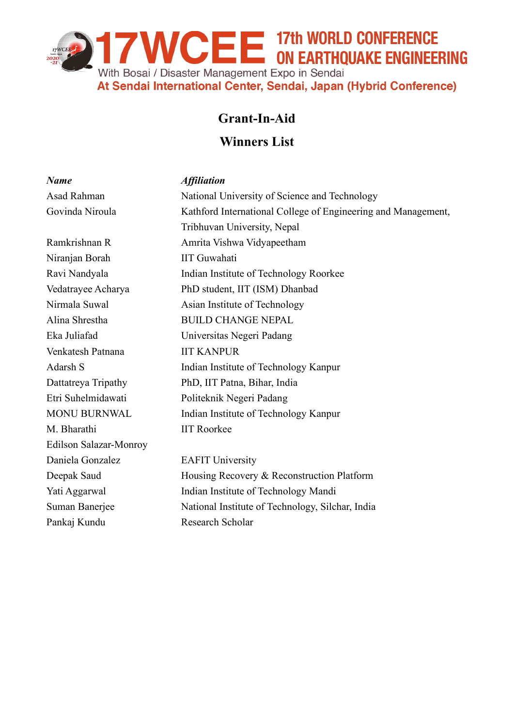17WCEE 17th WORLD CONFERENCE ON EARTHQUAKE ENGINEERING

With Bosai / Disaster Management Expo in Sendai

At Sendai International Center, Sendai, Japan (Hybrid Conference)

## Grant-In-Aid

## Winners List

| *Name* | *Affiliation* |
|---|---|
| Asad Rahman | National University of Science and Technology |
| Govinda Niroula | Kathford International College of Engineering and Management, Tribhuvan University, Nepal |
| Ramkrishnan R | Amrita Vishwa Vidyapeetham |
| Niranjan Borah | IIT Guwahati |
| Ravi Nandyala | Indian Institute of Technology Roorkee |
| Vedatrayee Acharya | PhD student, IIT (ISM) Dhanbad |
| Nirmala Suwal | Asian Institute of Technology |
| Alina Shrestha | BUILD CHANGE NEPAL |
| Eka Juliafad | Universitas Negeri Padang |
| Venkatesh Patnana | IIT KANPUR |
| Adarsh S | Indian Institute of Technology Kanpur |
| Dattatreya Tripathy | PhD, IIT Patna, Bihar, India |
| Etri Suhelmidawati | Politeknik Negeri Padang |
| MONU BURNWAL | Indian Institute of Technology Kanpur |
| M. Bharathi | IIT Roorkee |
| Edilson Salazar-Monroy | |
| Daniela Gonzalez | EAFIT University |
| Deepak Saud | Housing Recovery & Reconstruction Platform |
| Yati Aggarwal | Indian Institute of Technology Mandi |
| Suman Banerjee | National Institute of Technology, Silchar, India |
| Pankaj Kundu | Research Scholar |